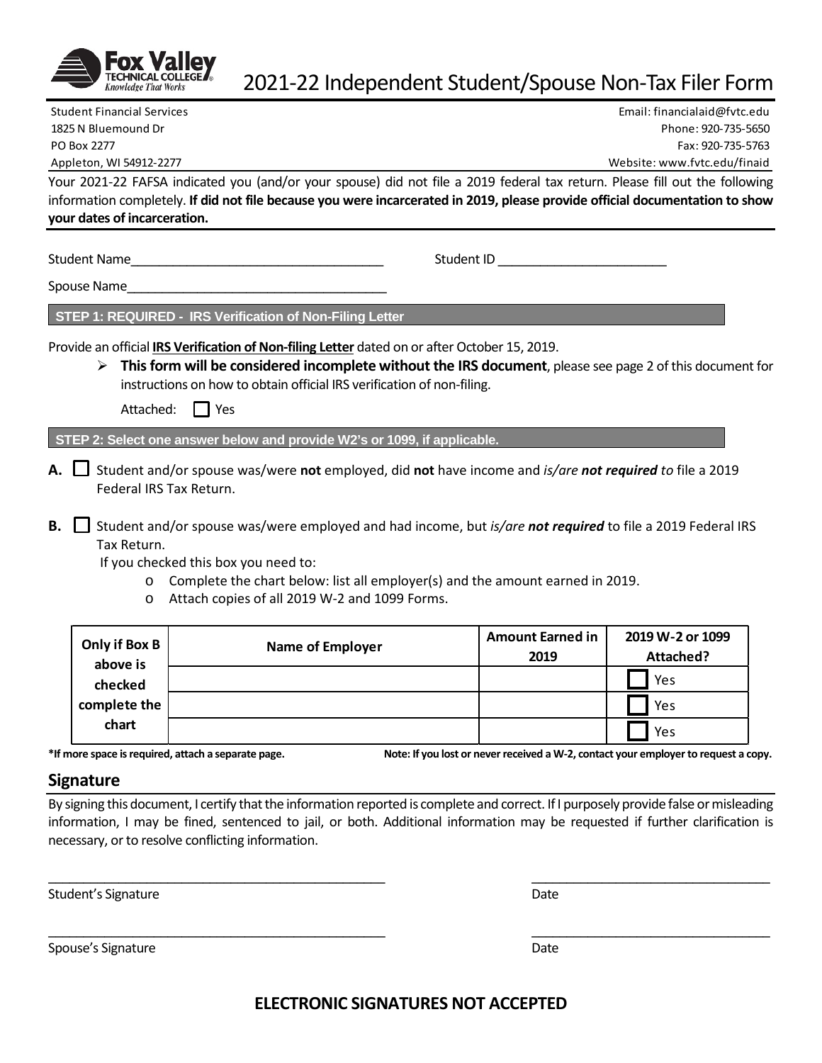Fox Valley Technical College — Knowledge That Works

# 2021-22 Independent Student/Spouse Non-Tax Filer Form

Student Financial Services
1825 N Bluemound Dr
PO Box 2277
Appleton, WI 54912-2277

Email: financialaid@fvtc.edu
Phone: 920-735-5650
Fax: 920-735-5763
Website: www.fvtc.edu/finaid

Your 2021-22 FAFSA indicated you (and/or your spouse) did not file a 2019 federal tax return. Please fill out the following information completely. **If did not file because you were incarcerated in 2019, please provide official documentation to show your dates of incarceration.**

Student Name___________________________________ Student ID ________________________

Spouse Name____________________________________

## STEP 1: REQUIRED - IRS Verification of Non-Filing Letter

Provide an official **IRS Verification of Non-filing Letter** dated on or after October 15, 2019.

- **This form will be considered incomplete without the IRS document**, please see page 2 of this document for instructions on how to obtain official IRS verification of non-filing.

Attached: ☐ Yes

## STEP 2: Select one answer below and provide W2's or 1099, if applicable.

**A.** ☐ Student and/or spouse was/were **not** employed, did **not** have income and *is/are **not required** to* file a 2019 Federal IRS Tax Return.

**B.** ☐ Student and/or spouse was/were employed and had income, but *is/are **not required*** to file a 2019 Federal IRS Tax Return.

If you checked this box you need to:

- Complete the chart below: list all employer(s) and the amount earned in 2019.
- Attach copies of all 2019 W-2 and 1099 Forms.

| Only if Box B above is checked complete the chart | Name of Employer | Amount Earned in 2019 | 2019 W-2 or 1099 Attached? |
|---|---|---|---|
| | | | ☐ Yes |
| | | | ☐ Yes |
| | | | ☐ Yes |

**\*If more space is required, attach a separate page.**

**Note: If you lost or never received a W-2, contact your employer to request a copy.**

## Signature

By signing this document, I certify that the information reported is complete and correct. If I purposely provide false or misleading information, I may be fined, sentenced to jail, or both. Additional information may be requested if further clarification is necessary, or to resolve conflicting information.

_______________________________________________ _________________________________

Student's Signature Date

_______________________________________________ _________________________________

Spouse's Signature Date

**ELECTRONIC SIGNATURES NOT ACCEPTED**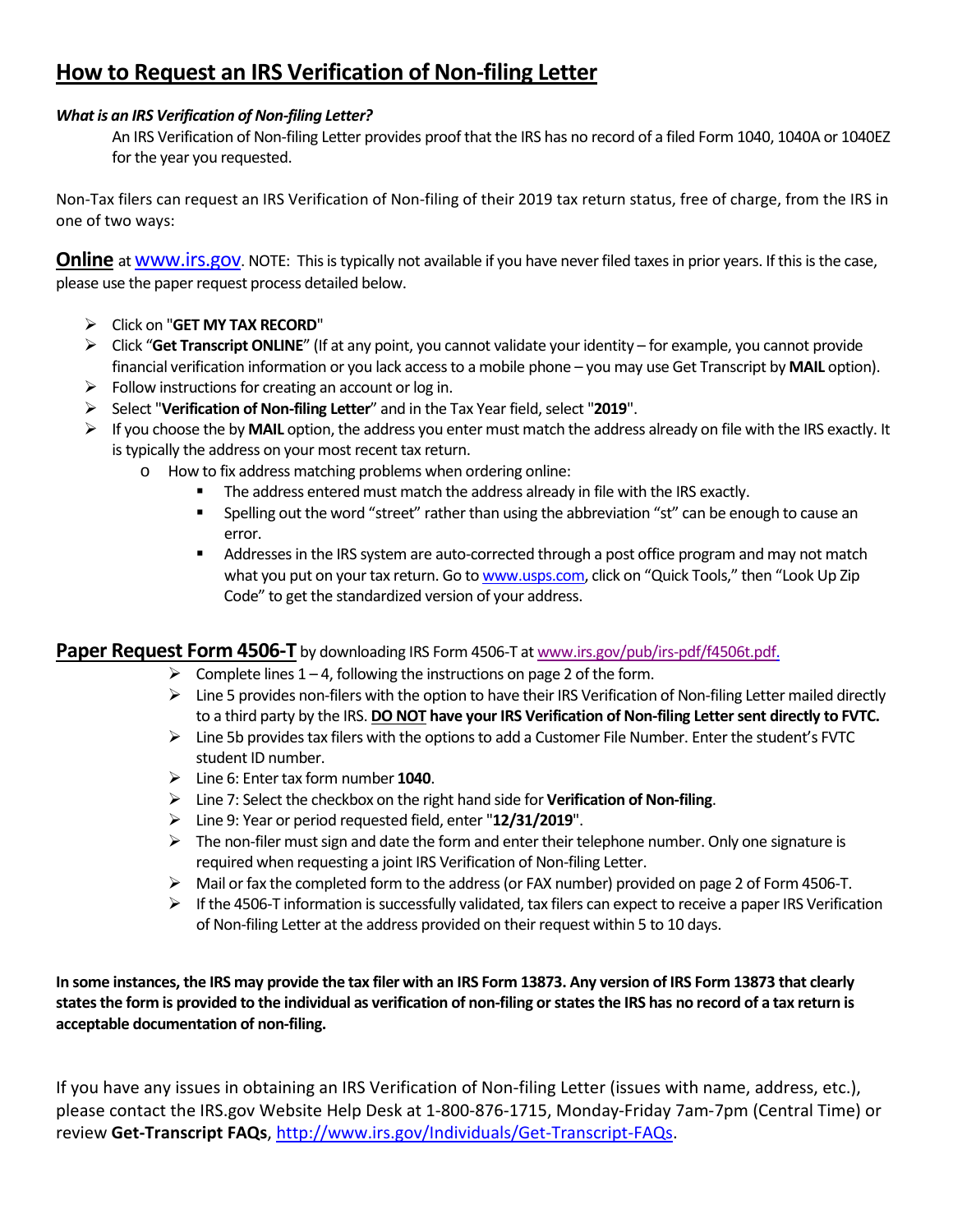# How to Request an IRS Verification of Non-filing Letter

***What is an IRS Verification of Non-filing Letter?***

An IRS Verification of Non-filing Letter provides proof that the IRS has no record of a filed Form 1040, 1040A or 1040EZ for the year you requested.

Non-Tax filers can request an IRS Verification of Non-filing of their 2019 tax return status, free of charge, from the IRS in one of two ways:

**Online** at www.irs.gov. NOTE: This is typically not available if you have never filed taxes in prior years. If this is the case, please use the paper request process detailed below.

- Click on "**GET MY TAX RECORD**"
- Click "**Get Transcript ONLINE**" (If at any point, you cannot validate your identity – for example, you cannot provide financial verification information or you lack access to a mobile phone – you may use Get Transcript by **MAIL** option).
- Follow instructions for creating an account or log in.
- Select "**Verification of Non-filing Letter**" and in the Tax Year field, select "**2019**".
- If you choose the by **MAIL** option, the address you enter must match the address already on file with the IRS exactly. It is typically the address on your most recent tax return.
  - How to fix address matching problems when ordering online:
    - The address entered must match the address already in file with the IRS exactly.
    - Spelling out the word "street" rather than using the abbreviation "st" can be enough to cause an error.
    - Addresses in the IRS system are auto-corrected through a post office program and may not match what you put on your tax return. Go to www.usps.com, click on "Quick Tools," then "Look Up Zip Code" to get the standardized version of your address.

**Paper Request Form 4506-T** by downloading IRS Form 4506-T at www.irs.gov/pub/irs-pdf/f4506t.pdf.

- Complete lines 1 – 4, following the instructions on page 2 of the form.
- Line 5 provides non-filers with the option to have their IRS Verification of Non-filing Letter mailed directly to a third party by the IRS. **DO NOT have your IRS Verification of Non-filing Letter sent directly to FVTC.**
- Line 5b provides tax filers with the options to add a Customer File Number. Enter the student's FVTC student ID number.
- Line 6: Enter tax form number **1040**.
- Line 7: Select the checkbox on the right hand side for **Verification of Non-filing**.
- Line 9: Year or period requested field, enter "**12/31/2019**".
- The non-filer must sign and date the form and enter their telephone number. Only one signature is required when requesting a joint IRS Verification of Non-filing Letter.
- Mail or fax the completed form to the address (or FAX number) provided on page 2 of Form 4506-T.
- If the 4506-T information is successfully validated, tax filers can expect to receive a paper IRS Verification of Non-filing Letter at the address provided on their request within 5 to 10 days.

**In some instances, the IRS may provide the tax filer with an IRS Form 13873. Any version of IRS Form 13873 that clearly states the form is provided to the individual as verification of non-filing or states the IRS has no record of a tax return is acceptable documentation of non-filing.**

If you have any issues in obtaining an IRS Verification of Non-filing Letter (issues with name, address, etc.), please contact the IRS.gov Website Help Desk at 1-800-876-1715, Monday-Friday 7am-7pm (Central Time) or review **Get-Transcript FAQs**, http://www.irs.gov/Individuals/Get-Transcript-FAQs.